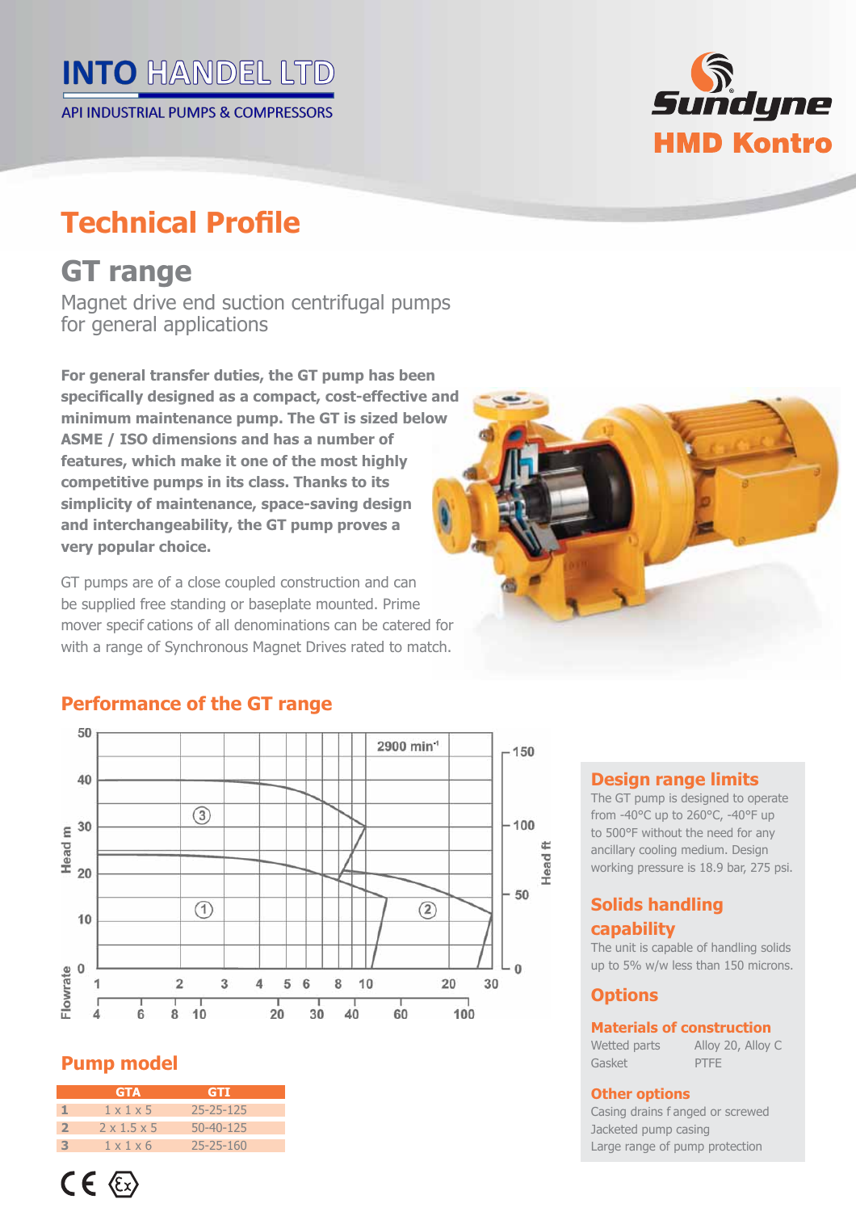INTO HANDEL LTD

API INDUSTRIAL PUMPS & COMPRESSORS

Sundyne

HMD Kontro

# Technical Profile

## GT range

Magnet drive end suction centrifugal pumps for general applications

**For general transfer duties, the GT pump has been specifically designed as a compact, cost-effective and minimum maintenance pump. The GT is sized below ASME / ISO dimensions and has a number of features, which make it one of the most highly competitive pumps in its class. Thanks to its simplicity of maintenance, space-saving design and interchangeability, the GT pump proves a very popular choice.**

GT pumps are of a close coupled construction and can be supplied free standing or baseplate mounted. Prime mover specif cations of all denominations can be catered for with a range of Synchronous Magnet Drives rated to match.

### Performance of the GT range

### Pump model

| | GTA | GTI |
|---|---|---|
| 1 | 1 x 1 x 5 | 25-25-125 |
| 2 | 2 x 1.5 x 5 | 50-40-125 |
| 3 | 1 x 1 x 6 | 25-25-160 |

### Design range limits

The GT pump is designed to operate from -40°C up to 260°C, -40°F up to 500°F without the need for any ancillary cooling medium. Design working pressure is 18.9 bar, 275 psi.

### Solids handling capability

The unit is capable of handling solids up to 5% w/w less than 150 microns.

### Options

#### Materials of construction

| | |
|---|---|
| Wetted parts | Alloy 20, Alloy C |
| Gasket | PTFE |

#### Other options

Casing drains f anged or screwed
Jacketed pump casing
Large range of pump protection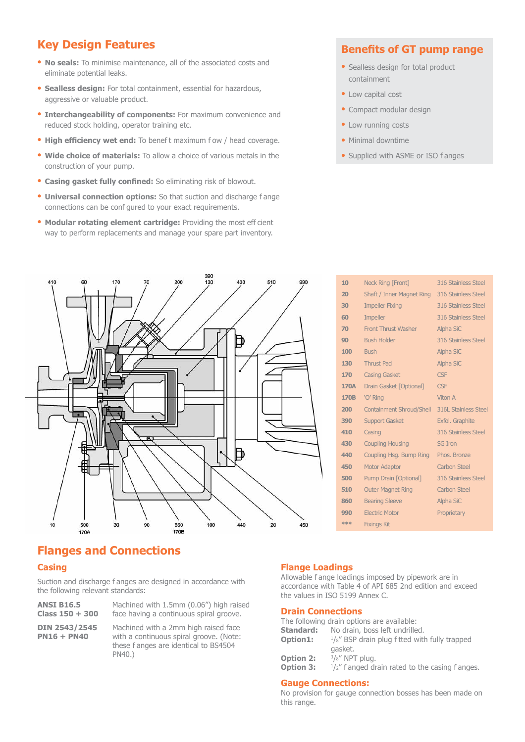## Key Design Features

- **No seals:** To minimise maintenance, all of the associated costs and eliminate potential leaks.
- **Sealless design:** For total containment, essential for hazardous, aggressive or valuable product.
- **Interchangeability of components:** For maximum convenience and reduced stock holding, operator training etc.
- **High efficiency wet end:** To benefit maximum flow / head coverage.
- **Wide choice of materials:** To allow a choice of various metals in the construction of your pump.
- **Casing gasket fully confined:** So eliminating risk of blowout.
- **Universal connection options:** So that suction and discharge flange connections can be configured to your exact requirements.
- **Modular rotating element cartridge:** Providing the most efficient way to perform replacements and manage your spare part inventory.

## Benefits of GT pump range

- Sealless design for total product containment
- Low capital cost
- Compact modular design
- Low running costs
- Minimal downtime
- Supplied with ASME or ISO flanges

| | | |
|---|---|---|
| 10 | Neck Ring [Front] | 316 Stainless Steel |
| 20 | Shaft / Inner Magnet Ring | 316 Stainless Steel |
| 30 | Impeller Fixing | 316 Stainless Steel |
| 60 | Impeller | 316 Stainless Steel |
| 70 | Front Thrust Washer | Alpha SiC |
| 90 | Bush Holder | 316 Stainless Steel |
| 100 | Bush | Alpha SiC |
| 130 | Thrust Pad | Alpha SiC |
| 170 | Casing Gasket | CSF |
| 170A | Drain Gasket [Optional] | CSF |
| 170B | 'O' Ring | Viton A |
| 200 | Containment Shroud/Shell | 316L Stainless Steel |
| 390 | Support Gasket | Exfol. Graphite |
| 410 | Casing | 316 Stainless Steel |
| 430 | Coupling Housing | SG Iron |
| 440 | Coupling Hsg. Bump Ring | Phos. Bronze |
| 450 | Motor Adaptor | Carbon Steel |
| 500 | Pump Drain [Optional] | 316 Stainless Steel |
| 510 | Outer Magnet Ring | Carbon Steel |
| 860 | Bearing Sleeve | Alpha SiC |
| 990 | Electric Motor | Proprietary |
| *** | Fixings Kit | |

## Flanges and Connections

### Casing

Suction and discharge flanges are designed in accordance with the following relevant standards:

| | |
|---|---|
| **ANSI B16.5 Class 150 + 300** | Machined with 1.5mm (0.06") high raised face having a continuous spiral groove. |
| **DIN 2543/2545 PN16 + PN40** | Machined with a 2mm high raised face with a continuous spiral groove. (Note: these flanges are identical to BS4504 PN40.) |

### Flange Loadings

Allowable flange loadings imposed by pipework are in accordance with Table 4 of API 685 2nd edition and exceed the values in ISO 5199 Annex C.

### Drain Connections

The following drain options are available:

**Standard:** No drain, boss left undrilled.
**Option1:** 1/8" BSP drain plug fitted with fully trapped gasket.
**Option 2:** 3/8" NPT plug.
**Option 3:** 1/2" flanged drain rated to the casing flanges.

### Gauge Connections:

No provision for gauge connection bosses has been made on this range.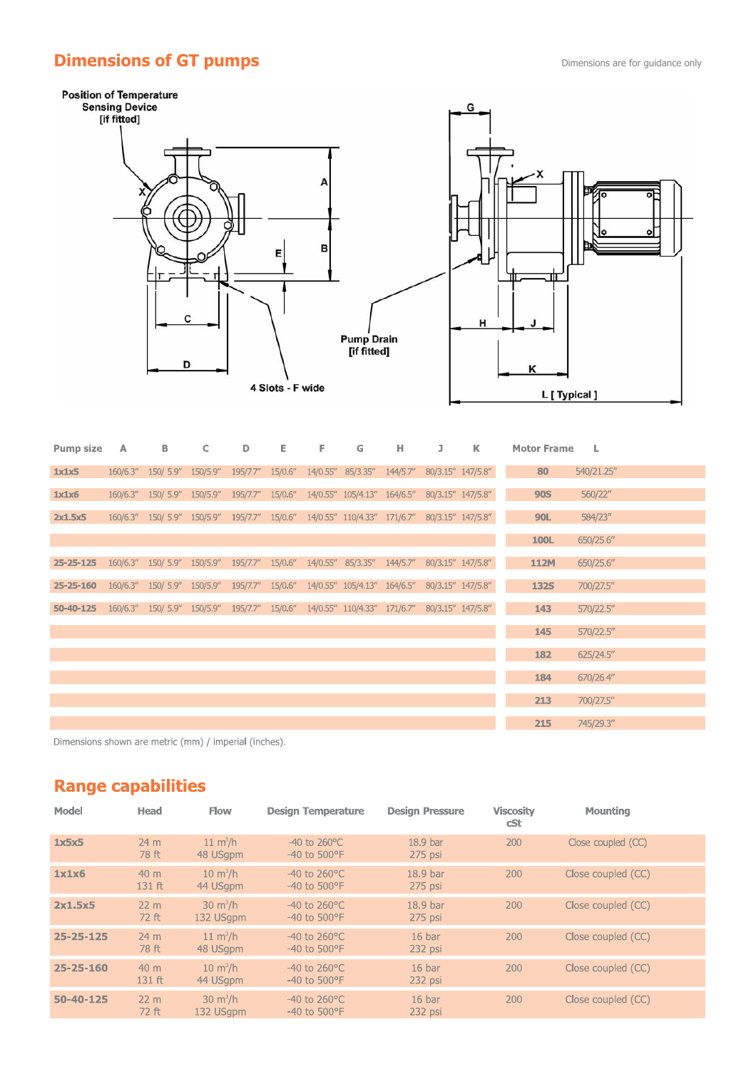## Dimensions of GT pumps

Dimensions are for guidance only

Position of Temperature Sensing Device [if fitted]

Pump Drain [if fitted]

4 Slots - F wide

L [ Typical ]

| Pump size | A | B | C | D | E | F | G | H | J | K | Motor Frame | L |
|---|---|---|---|---|---|---|---|---|---|---|---|---|
| 1x1x5 | 160/6.3" | 150/ 5.9" | 150/5.9" | 195/7.7" | 15/0.6" | 14/0.55" | 85/3.35" | 144/5.7" | 80/3.15" | 147/5.8" | 80 | 540/21.25" |
| 1x1x6 | 160/6.3" | 150/ 5.9" | 150/5.9" | 195/7.7" | 15/0.6" | 14/0.55" | 105/4.13" | 164/6.5" | 80/3.15" | 147/5.8" | 90S | 560/22" |
| 2x1.5x5 | 160/6.3" | 150/ 5.9" | 150/5.9" | 195/7.7" | 15/0.6" | 14/0.55" | 110/4.33" | 171/6.7" | 80/3.15" | 147/5.8" | 90L | 584/23" |
| | | | | | | | | | | | 100L | 650/25.6" |
| 25-25-125 | 160/6.3" | 150/ 5.9" | 150/5.9" | 195/7.7" | 15/0.6" | 14/0.55" | 85/3.35" | 144/5.7" | 80/3.15" | 147/5.8" | 112M | 650/25.6" |
| 25-25-160 | 160/6.3" | 150/ 5.9" | 150/5.9" | 195/7.7" | 15/0.6" | 14/0.55" | 105/4.13" | 164/6.5" | 80/3.15" | 147/5.8" | 132S | 700/27.5" |
| 50-40-125 | 160/6.3" | 150/ 5.9" | 150/5.9" | 195/7.7" | 15/0.6" | 14/0.55" | 110/4.33" | 171/6.7" | 80/3.15" | 147/5.8" | 143 | 570/22.5" |
| | | | | | | | | | | | 145 | 570/22.5" |
| | | | | | | | | | | | 182 | 625/24.5" |
| | | | | | | | | | | | 184 | 670/26.4" |
| | | | | | | | | | | | 213 | 700/27.5" |
| | | | | | | | | | | | 215 | 745/29.3" |

Dimensions shown are metric (mm) / imperial (inches).

## Range capabilities

| Model | Head | Flow | Design Temperature | Design Pressure | Viscosity cSt | Mounting |
|---|---|---|---|---|---|---|
| 1x5x5 | 24 m<br>78 ft | 11 $m^3$/h<br>48 USgpm | -40 to 260°C<br>-40 to 500°F | 18.9 bar<br>275 psi | 200 | Close coupled (CC) |
| 1x1x6 | 40 m<br>131 ft | 10 $m^3$/h<br>44 USgpm | -40 to 260°C<br>-40 to 500°F | 18.9 bar<br>275 psi | 200 | Close coupled (CC) |
| 2x1.5x5 | 22 m<br>72 ft | 30 $m^3$/h<br>132 USgpm | -40 to 260°C<br>-40 to 500°F | 18.9 bar<br>275 psi | 200 | Close coupled (CC) |
| 25-25-125 | 24 m<br>78 ft | 11 $m^3$/h<br>48 USgpm | -40 to 260°C<br>-40 to 500°F | 16 bar<br>232 psi | 200 | Close coupled (CC) |
| 25-25-160 | 40 m<br>131 ft | 10 $m^3$/h<br>44 USgpm | -40 to 260°C<br>-40 to 500°F | 16 bar<br>232 psi | 200 | Close coupled (CC) |
| 50-40-125 | 22 m<br>72 ft | 30 $m^3$/h<br>132 USgpm | -40 to 260°C<br>-40 to 500°F | 16 bar<br>232 psi | 200 | Close coupled (CC) |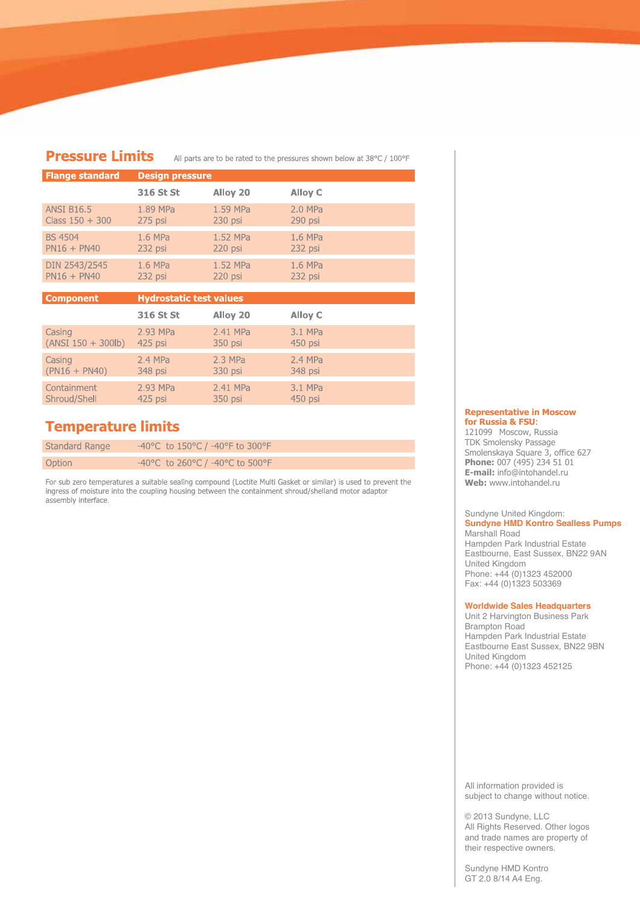## Pressure Limits

All parts are to be rated to the pressures shown below at 38°C / 100°F

| Flange standard | Design pressure | | |
|---|---|---|---|
| | **316 St St** | **Alloy 20** | **Alloy C** |
| ANSI B16.5 Class 150 + 300 | 1.89 MPa 275 psi | 1.59 MPa 230 psi | 2.0 MPa 290 psi |
| BS 4504 PN16 + PN40 | 1.6 MPa 232 psi | 1.52 MPa 220 psi | 1.6 MPa 232 psi |
| DIN 2543/2545 PN16 + PN40 | 1.6 MPa 232 psi | 1.52 MPa 220 psi | 1.6 MPa 232 psi |

| Component | Hydrostatic test values | | |
|---|---|---|---|
| | **316 St St** | **Alloy 20** | **Alloy C** |
| Casing (ANSI 150 + 300lb) | 2.93 MPa 425 psi | 2.41 MPa 350 psi | 3.1 MPa 450 psi |
| Casing (PN16 + PN40) | 2.4 MPa 348 psi | 2.3 MPa 330 psi | 2.4 MPa 348 psi |
| Containment Shroud/Shell | 2.93 MPa 425 psi | 2.41 MPa 350 psi | 3.1 MPa 450 psi |

## Temperature limits

| | |
|---|---|
| Standard Range | -40°C to 150°C / -40°F to 300°F |
| Option | -40°C to 260°C / -40°C to 500°F |

For sub zero temperatures a suitable sealing compound (Loctite Multi Gasket or similar) is used to prevent the ingress of moisture into the coupling housing between the containment shroud/shelland motor adaptor assembly interface.

**Representative in Moscow for Russia & FSU**:
121099 Moscow, Russia
TDK Smolensky Passage
Smolenskaya Square 3, office 627
**Phone:** 007 (495) 234 51 01
**E-mail:** info@intohandel.ru
**Web:** www.intohandel.ru

Sundyne United Kingdom:
**Sundyne HMD Kontro Sealless Pumps**
Marshall Road
Hampden Park Industrial Estate
Eastbourne, East Sussex, BN22 9AN
United Kingdom
Phone: +44 (0)1323 452000
Fax: +44 (0)1323 503369

**Worldwide Sales Headquarters**
Unit 2 Harvington Business Park
Brampton Road
Hampden Park Industrial Estate
Eastbourne East Sussex, BN22 9BN
United Kingdom
Phone: +44 (0)1323 452125

All information provided is subject to change without notice.

© 2013 Sundyne, LLC
All Rights Reserved. Other logos and trade names are property of their respective owners.

Sundyne HMD Kontro
GT 2.0 8/14 A4 Eng.